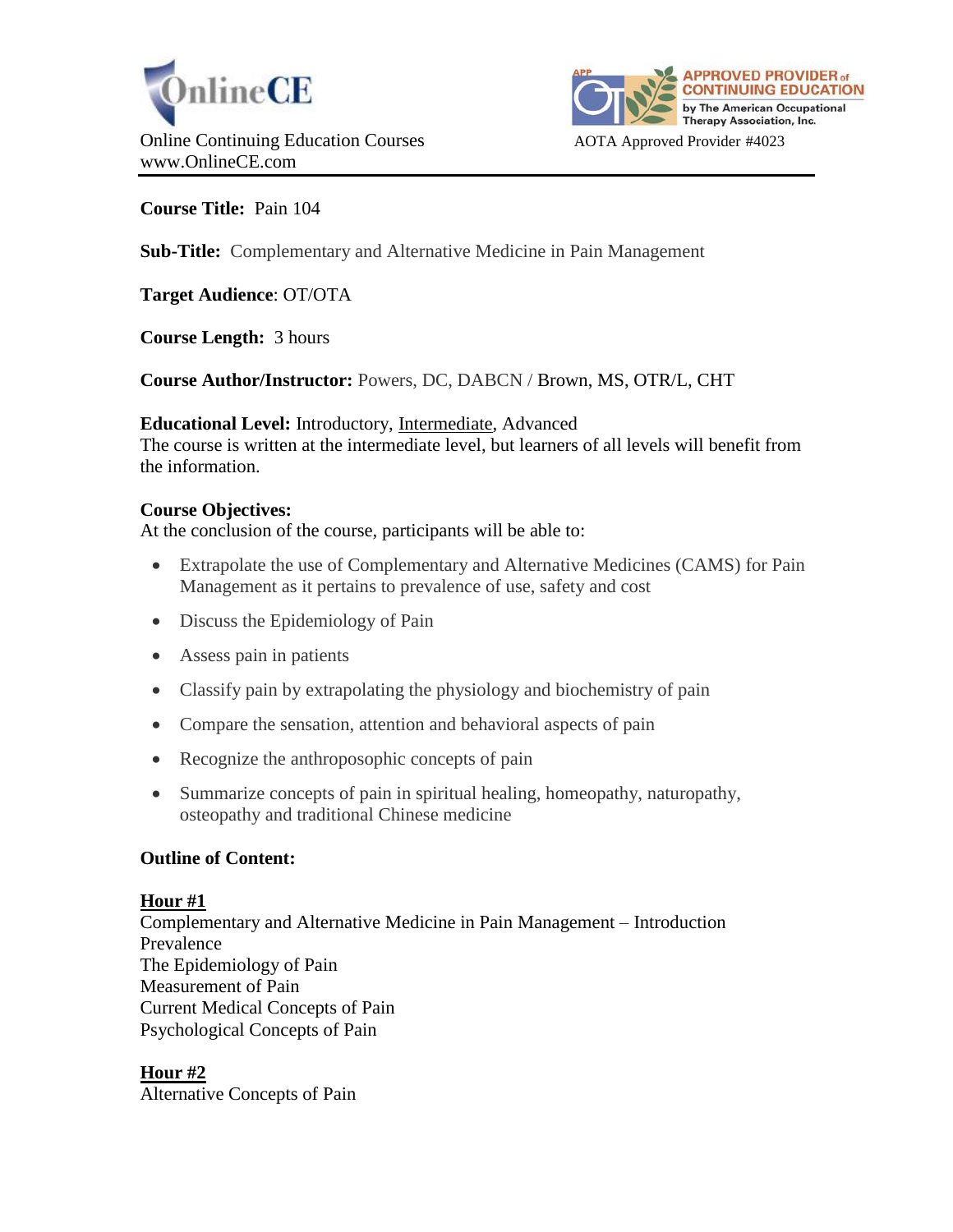OnlineCE

Online Continuing Education Courses
www.OnlineCE.com

APPROVED PROVIDER of CONTINUING EDUCATION by The American Occupational Therapy Association, Inc.

AOTA Approved Provider #4023

**Course Title:** Pain 104

**Sub-Title:** Complementary and Alternative Medicine in Pain Management

**Target Audience**: OT/OTA

**Course Length:** 3 hours

**Course Author/Instructor:** Powers, DC, DABCN / Brown, MS, OTR/L, CHT

**Educational Level:** Introductory, <u>Intermediate</u>, Advanced
The course is written at the intermediate level, but learners of all levels will benefit from the information.

**Course Objectives:**
At the conclusion of the course, participants will be able to:

- Extrapolate the use of Complementary and Alternative Medicines (CAMS) for Pain Management as it pertains to prevalence of use, safety and cost
- Discuss the Epidemiology of Pain
- Assess pain in patients
- Classify pain by extrapolating the physiology and biochemistry of pain
- Compare the sensation, attention and behavioral aspects of pain
- Recognize the anthroposophic concepts of pain
- Summarize concepts of pain in spiritual healing, homeopathy, naturopathy, osteopathy and traditional Chinese medicine

**Outline of Content:**

**<u>Hour #1</u>**
Complementary and Alternative Medicine in Pain Management – Introduction
Prevalence
The Epidemiology of Pain
Measurement of Pain
Current Medical Concepts of Pain
Psychological Concepts of Pain

**<u>Hour #2</u>**
Alternative Concepts of Pain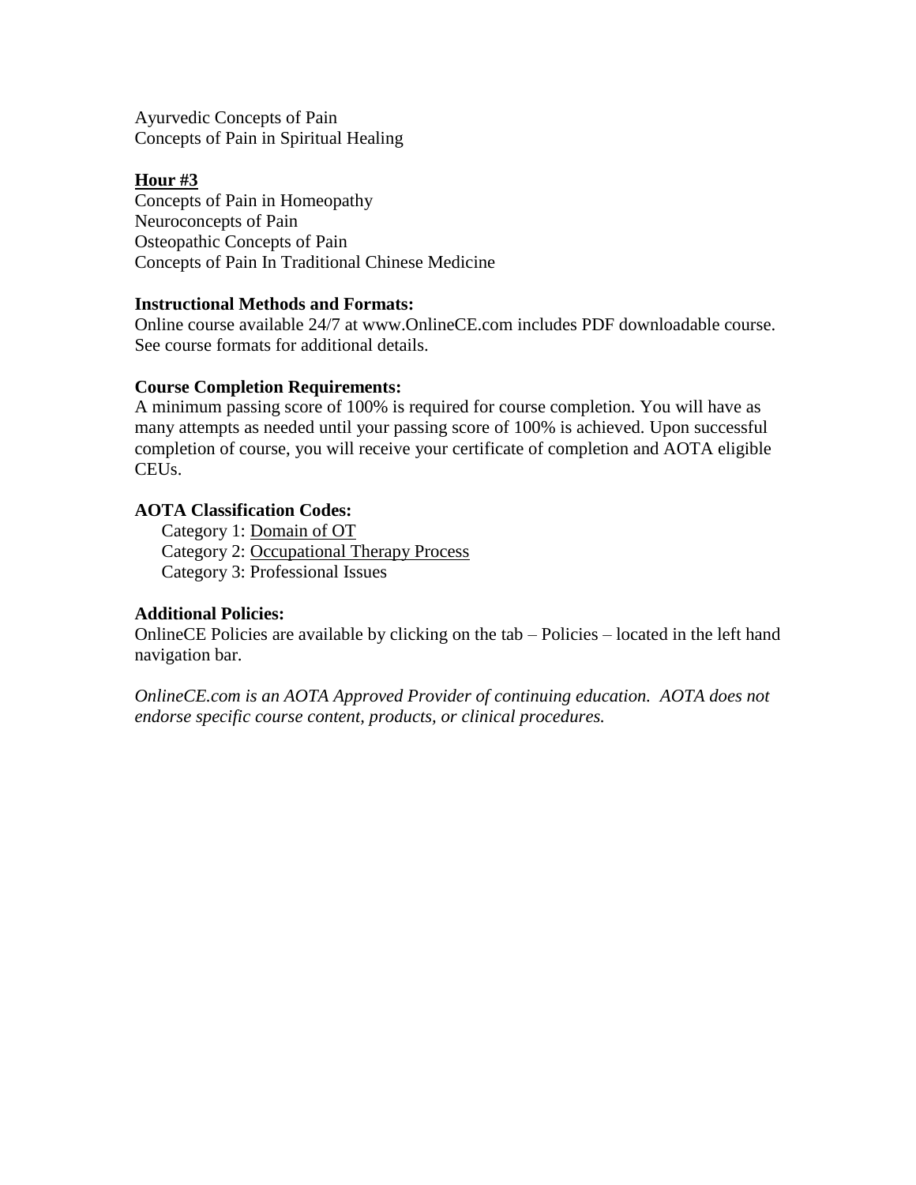Ayurvedic Concepts of Pain
Concepts of Pain in Spiritual Healing

**Hour #3**
Concepts of Pain in Homeopathy
Neuroconcepts of Pain
Osteopathic Concepts of Pain
Concepts of Pain In Traditional Chinese Medicine

**Instructional Methods and Formats:**
Online course available 24/7 at www.OnlineCE.com includes PDF downloadable course. See course formats for additional details.

**Course Completion Requirements:**
A minimum passing score of 100% is required for course completion. You will have as many attempts as needed until your passing score of 100% is achieved. Upon successful completion of course, you will receive your certificate of completion and AOTA eligible CEUs.

**AOTA Classification Codes:**
Category 1: Domain of OT
Category 2: Occupational Therapy Process
Category 3: Professional Issues

**Additional Policies:**
OnlineCE Policies are available by clicking on the tab – Policies – located in the left hand navigation bar.

*OnlineCE.com is an AOTA Approved Provider of continuing education. AOTA does not endorse specific course content, products, or clinical procedures.*